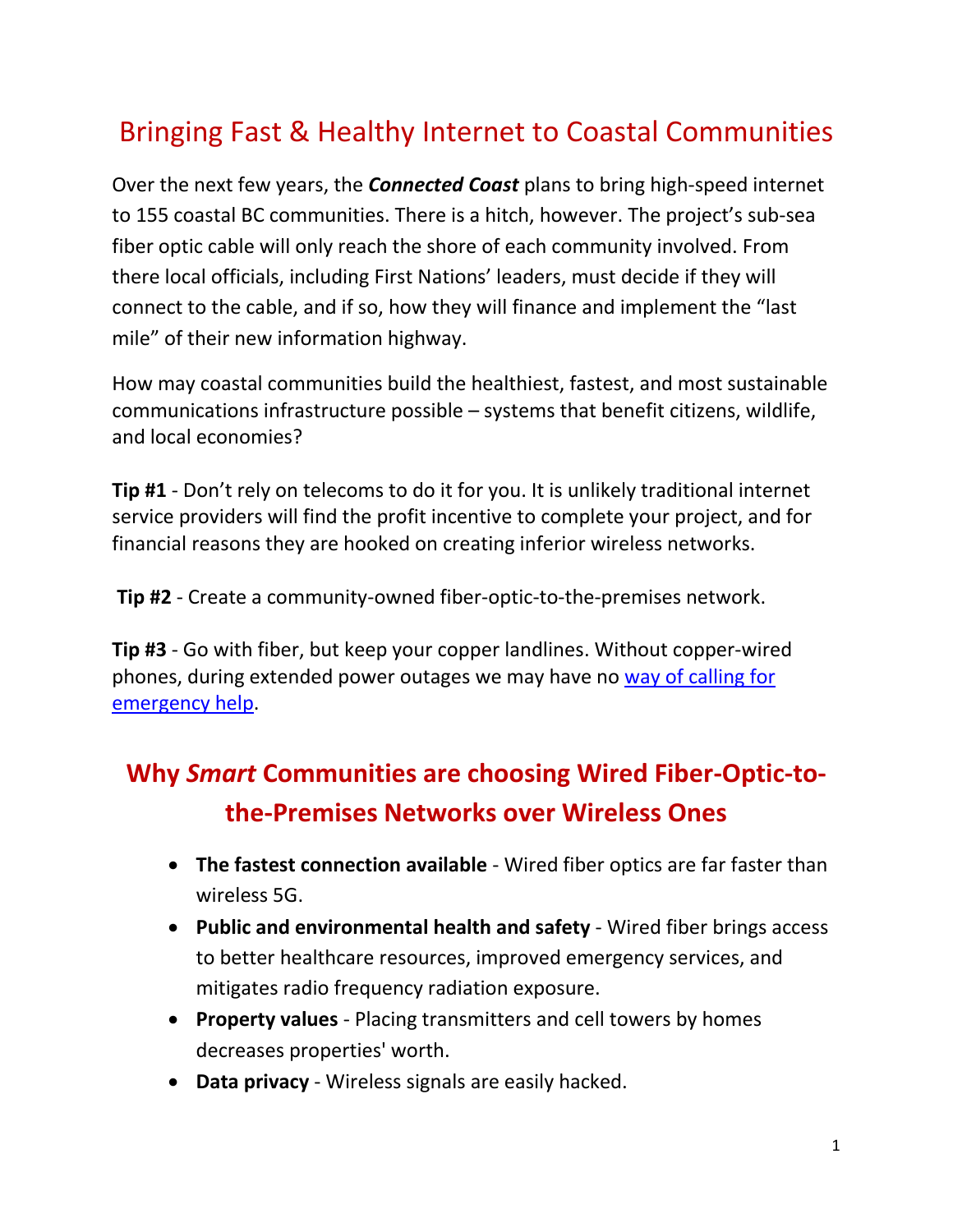# Bringing Fast & Healthy Internet to Coastal Communities

Over the next few years, the ***Connected Coast*** plans to bring high-speed internet to 155 coastal BC communities. There is a hitch, however. The project's sub-sea fiber optic cable will only reach the shore of each community involved. From there local officials, including First Nations' leaders, must decide if they will connect to the cable, and if so, how they will finance and implement the "last mile" of their new information highway.

How may coastal communities build the healthiest, fastest, and most sustainable communications infrastructure possible – systems that benefit citizens, wildlife, and local economies?

**Tip #1** - Don't rely on telecoms to do it for you. It is unlikely traditional internet service providers will find the profit incentive to complete your project, and for financial reasons they are hooked on creating inferior wireless networks.

**Tip #2** - Create a community-owned fiber-optic-to-the-premises network.

**Tip #3** - Go with fiber, but keep your copper landlines. Without copper-wired phones, during extended power outages we may have no way of calling for emergency help.

## Why *Smart* Communities are choosing Wired Fiber-Optic-to-the-Premises Networks over Wireless Ones

- **The fastest connection available** - Wired fiber optics are far faster than wireless 5G.
- **Public and environmental health and safety** - Wired fiber brings access to better healthcare resources, improved emergency services, and mitigates radio frequency radiation exposure.
- **Property values** - Placing transmitters and cell towers by homes decreases properties' worth.
- **Data privacy** - Wireless signals are easily hacked.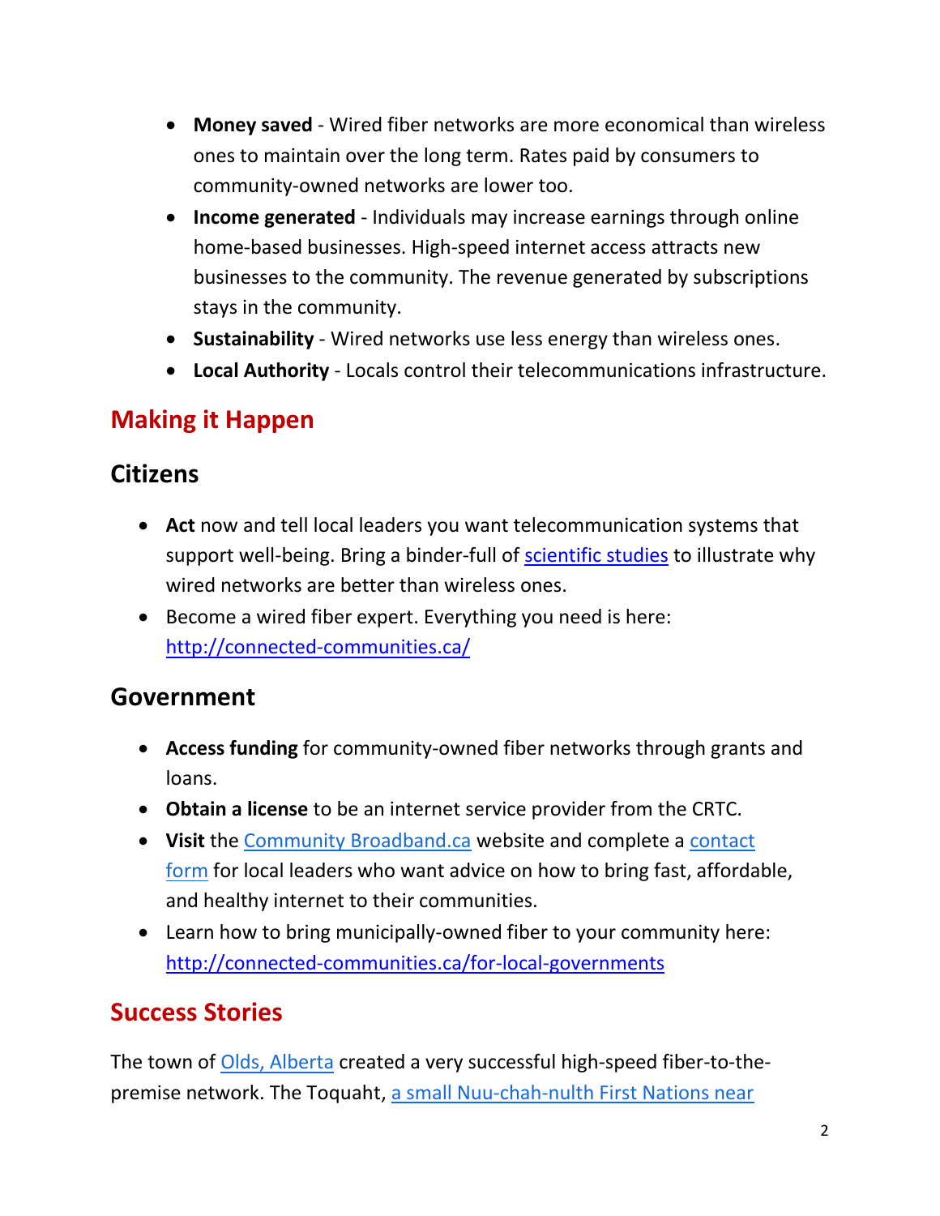- **Money saved** - Wired fiber networks are more economical than wireless ones to maintain over the long term. Rates paid by consumers to community-owned networks are lower too.
- **Income generated** - Individuals may increase earnings through online home-based businesses. High-speed internet access attracts new businesses to the community. The revenue generated by subscriptions stays in the community.
- **Sustainability** - Wired networks use less energy than wireless ones.
- **Local Authority** - Locals control their telecommunications infrastructure.

## Making it Happen

### Citizens

- **Act** now and tell local leaders you want telecommunication systems that support well-being. Bring a binder-full of scientific studies to illustrate why wired networks are better than wireless ones.
- Become a wired fiber expert. Everything you need is here: http://connected-communities.ca/

### Government

- **Access funding** for community-owned fiber networks through grants and loans.
- **Obtain a license** to be an internet service provider from the CRTC.
- **Visit** the Community Broadband.ca website and complete a contact form for local leaders who want advice on how to bring fast, affordable, and healthy internet to their communities.
- Learn how to bring municipally-owned fiber to your community here: http://connected-communities.ca/for-local-governments

## Success Stories

The town of Olds, Alberta created a very successful high-speed fiber-to-the-premise network. The Toquaht, a small Nuu-chah-nulth First Nations near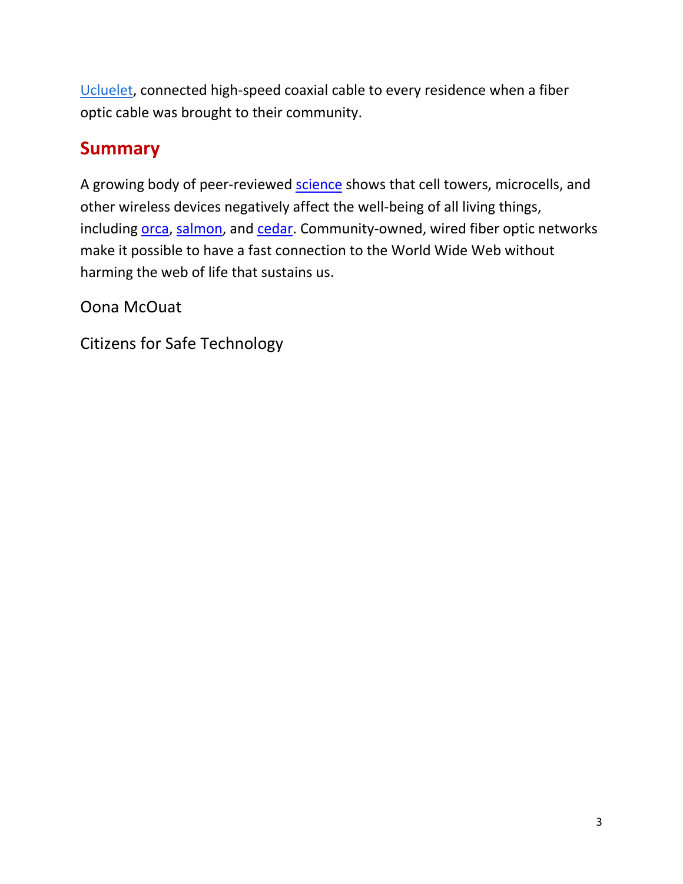Ucluelet, connected high-speed coaxial cable to every residence when a fiber optic cable was brought to their community.

## Summary

A growing body of peer-reviewed science shows that cell towers, microcells, and other wireless devices negatively affect the well-being of all living things, including orca, salmon, and cedar. Community-owned, wired fiber optic networks make it possible to have a fast connection to the World Wide Web without harming the web of life that sustains us.

Oona McOuat

Citizens for Safe Technology